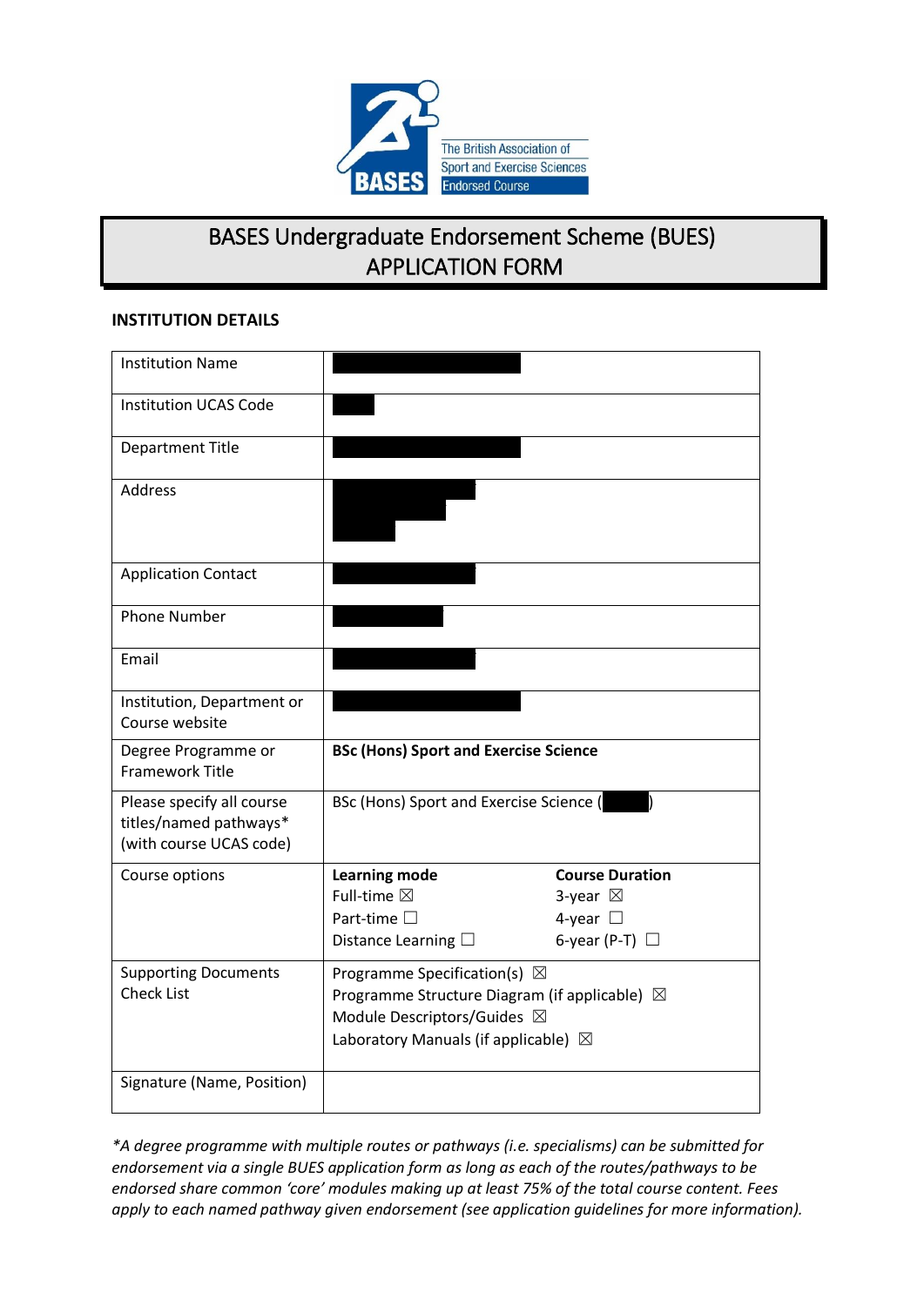# BASES Undergraduate Endorsement Scheme (BUES) APPLICATION FORM

## INSTITUTION DETAILS

| | |
|---|---|
| Institution Name | |
| Institution UCAS Code | |
| Department Title | |
| Address | |
| Application Contact | |
| Phone Number | |
| Email | |
| Institution, Department or Course website | |
| Degree Programme or Framework Title | **BSc (Hons) Sport and Exercise Science** |
| Please specify all course titles/named pathways* (with course UCAS code) | BSc (Hons) Sport and Exercise Science ( ) |
| Course options | **Learning mode**<br>Full-time ☒<br>Part-time ☐<br>Distance Learning ☐<br>**Course Duration**<br>3-year ☒<br>4-year ☐<br>6-year (P-T) ☐ |
| Supporting Documents Check List | Programme Specification(s) ☒<br>Programme Structure Diagram (if applicable) ☒<br>Module Descriptors/Guides ☒<br>Laboratory Manuals (if applicable) ☒ |
| Signature (Name, Position) | |

*\*A degree programme with multiple routes or pathways (i.e. specialisms) can be submitted for endorsement via a single BUES application form as long as each of the routes/pathways to be endorsed share common 'core' modules making up at least 75% of the total course content. Fees apply to each named pathway given endorsement (see application guidelines for more information).*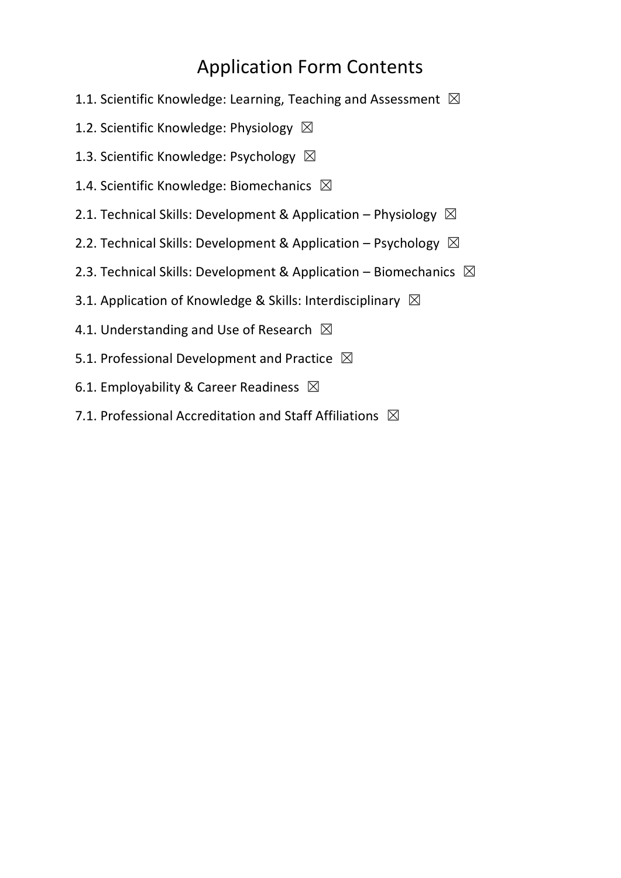# Application Form Contents

1.1. Scientific Knowledge: Learning, Teaching and Assessment ☒

1.2. Scientific Knowledge: Physiology ☒

1.3. Scientific Knowledge: Psychology ☒

1.4. Scientific Knowledge: Biomechanics ☒

2.1. Technical Skills: Development & Application – Physiology ☒

2.2. Technical Skills: Development & Application – Psychology ☒

2.3. Technical Skills: Development & Application – Biomechanics ☒

3.1. Application of Knowledge & Skills: Interdisciplinary ☒

4.1. Understanding and Use of Research ☒

5.1. Professional Development and Practice ☒

6.1. Employability & Career Readiness ☒

7.1. Professional Accreditation and Staff Affiliations ☒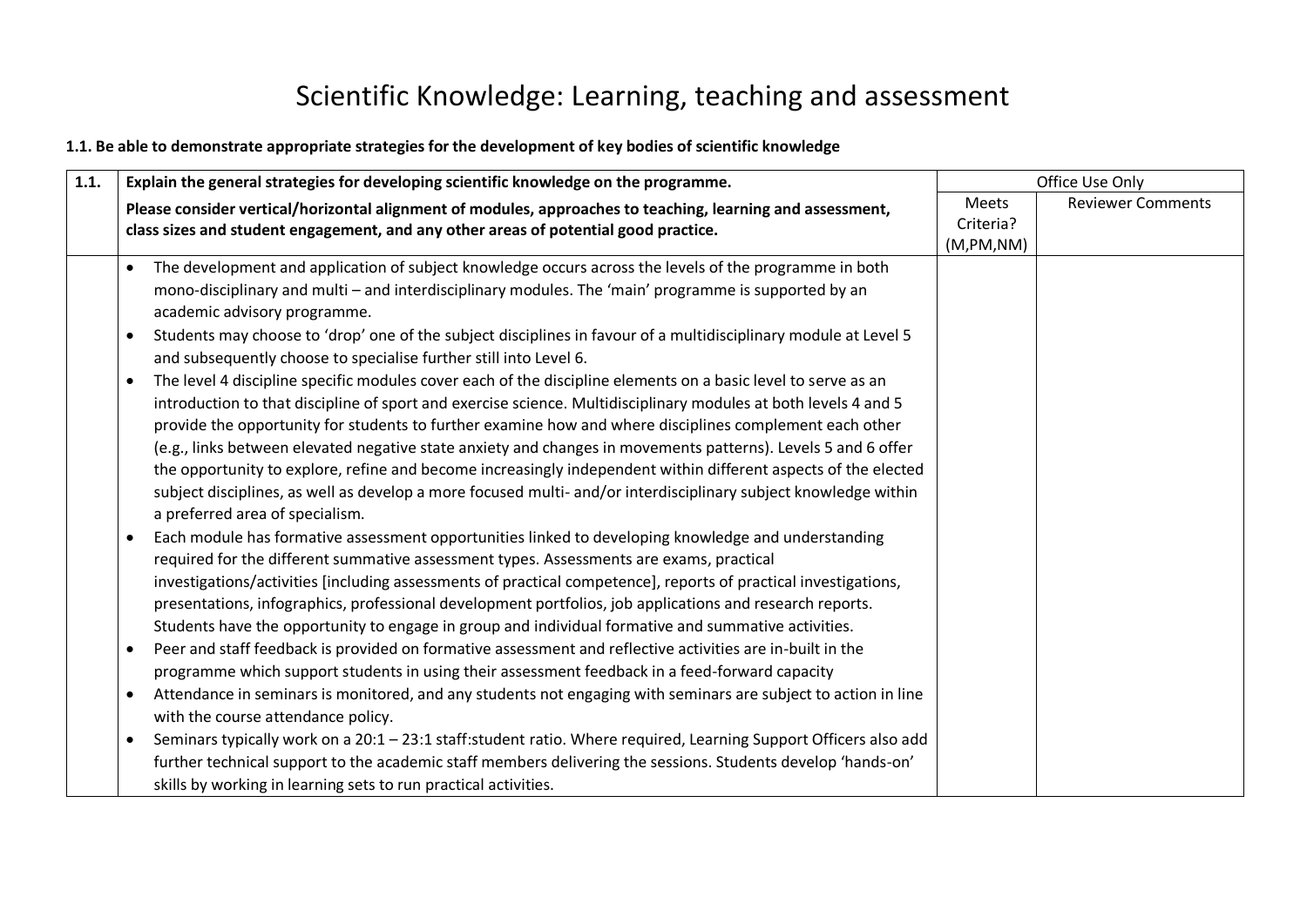# Scientific Knowledge: Learning, teaching and assessment

**1.1. Be able to demonstrate appropriate strategies for the development of key bodies of scientific knowledge**

| 1.1. | Explain the general strategies for developing scientific knowledge on the programme. | Office Use Only | |
|---|---|---|---|
| | **Please consider vertical/horizontal alignment of modules, approaches to teaching, learning and assessment, class sizes and student engagement, and any other areas of potential good practice.** | Meets Criteria? (M,PM,NM) | Reviewer Comments |
| | • The development and application of subject knowledge occurs across the levels of the programme in both mono-disciplinary and multi – and interdisciplinary modules. The 'main' programme is supported by an academic advisory programme.<br>• Students may choose to 'drop' one of the subject disciplines in favour of a multidisciplinary module at Level 5 and subsequently choose to specialise further still into Level 6.<br>• The level 4 discipline specific modules cover each of the discipline elements on a basic level to serve as an introduction to that discipline of sport and exercise science. Multidisciplinary modules at both levels 4 and 5 provide the opportunity for students to further examine how and where disciplines complement each other (e.g., links between elevated negative state anxiety and changes in movements patterns). Levels 5 and 6 offer the opportunity to explore, refine and become increasingly independent within different aspects of the elected subject disciplines, as well as develop a more focused multi- and/or interdisciplinary subject knowledge within a preferred area of specialism.<br>• Each module has formative assessment opportunities linked to developing knowledge and understanding required for the different summative assessment types. Assessments are exams, practical investigations/activities [including assessments of practical competence], reports of practical investigations, presentations, infographics, professional development portfolios, job applications and research reports. Students have the opportunity to engage in group and individual formative and summative activities.<br>• Peer and staff feedback is provided on formative assessment and reflective activities are in-built in the programme which support students in using their assessment feedback in a feed-forward capacity<br>• Attendance in seminars is monitored, and any students not engaging with seminars are subject to action in line with the course attendance policy.<br>• Seminars typically work on a 20:1 – 23:1 staff:student ratio. Where required, Learning Support Officers also add further technical support to the academic staff members delivering the sessions. Students develop 'hands-on' skills by working in learning sets to run practical activities. | | |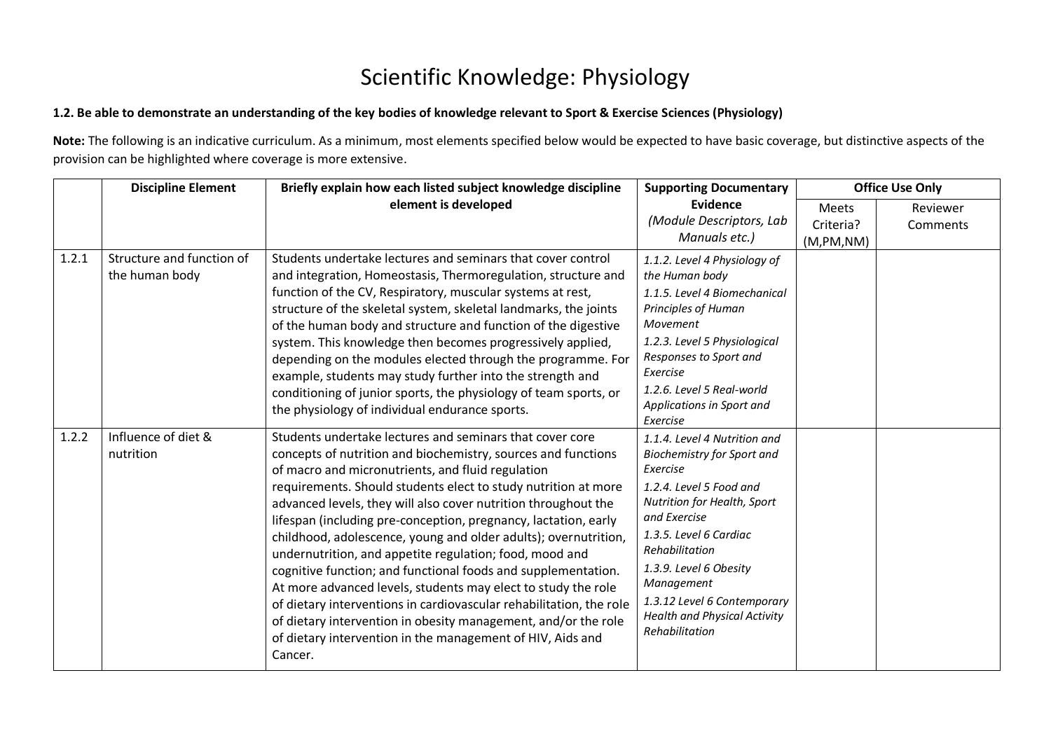# Scientific Knowledge: Physiology

**1.2. Be able to demonstrate an understanding of the key bodies of knowledge relevant to Sport & Exercise Sciences (Physiology)**

**Note:** The following is an indicative curriculum. As a minimum, most elements specified below would be expected to have basic coverage, but distinctive aspects of the provision can be highlighted where coverage is more extensive.

| | **Discipline Element** | **Briefly explain how each listed subject knowledge discipline element is developed** | **Supporting Documentary Evidence** *(Module Descriptors, Lab Manuals etc.)* | **Office Use Only** | |
|---|---|---|---|---|---|
| | | | | Meets Criteria? (M,PM,NM) | Reviewer Comments |
| 1.2.1 | Structure and function of the human body | Students undertake lectures and seminars that cover control and integration, Homeostasis, Thermoregulation, structure and function of the CV, Respiratory, muscular systems at rest, structure of the skeletal system, skeletal landmarks, the joints of the human body and structure and function of the digestive system. This knowledge then becomes progressively applied, depending on the modules elected through the programme. For example, students may study further into the strength and conditioning of junior sports, the physiology of team sports, or the physiology of individual endurance sports. | *1.1.2. Level 4 Physiology of the Human body*<br>*1.1.5. Level 4 Biomechanical Principles of Human Movement*<br>*1.2.3. Level 5 Physiological Responses to Sport and Exercise*<br>*1.2.6. Level 5 Real-world Applications in Sport and Exercise* | | |
| 1.2.2 | Influence of diet & nutrition | Students undertake lectures and seminars that cover core concepts of nutrition and biochemistry, sources and functions of macro and micronutrients, and fluid regulation requirements. Should students elect to study nutrition at more advanced levels, they will also cover nutrition throughout the lifespan (including pre-conception, pregnancy, lactation, early childhood, adolescence, young and older adults); overnutrition, undernutrition, and appetite regulation; food, mood and cognitive function; and functional foods and supplementation. At more advanced levels, students may elect to study the role of dietary interventions in cardiovascular rehabilitation, the role of dietary intervention in obesity management, and/or the role of dietary intervention in the management of HIV, Aids and Cancer. | *1.1.4. Level 4 Nutrition and Biochemistry for Sport and Exercise*<br>*1.2.4. Level 5 Food and Nutrition for Health, Sport and Exercise*<br>*1.3.5. Level 6 Cardiac Rehabilitation*<br>*1.3.9. Level 6 Obesity Management*<br>*1.3.12 Level 6 Contemporary Health and Physical Activity Rehabilitation* | | |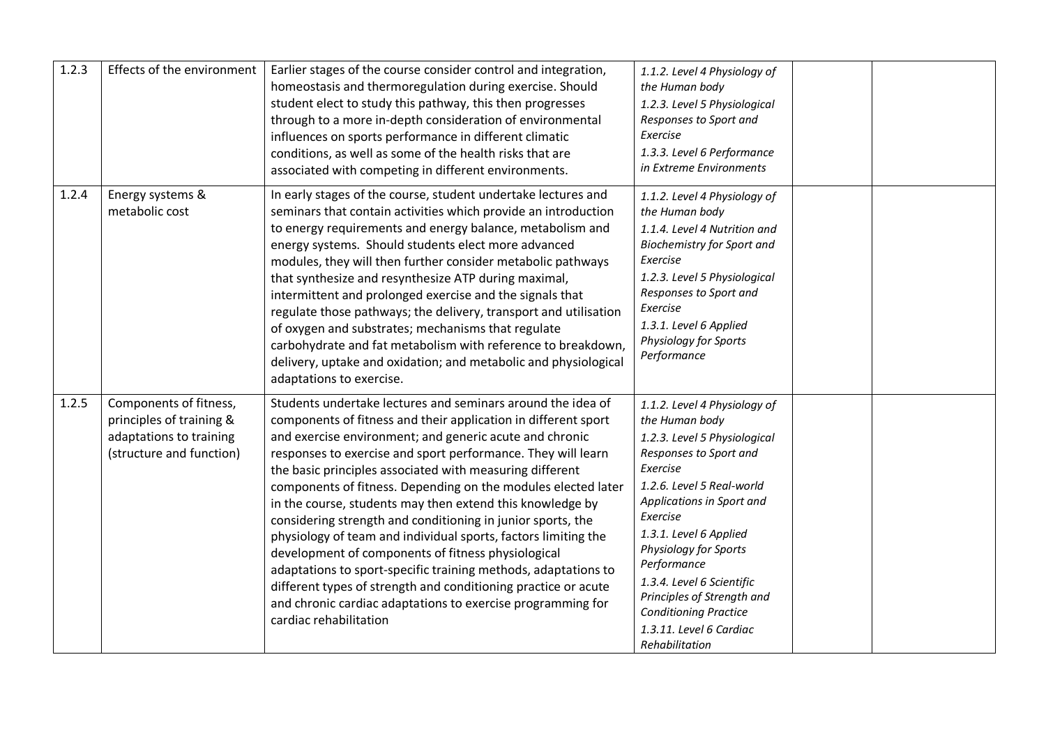| | | | | | |
|---|---|---|---|---|---|
| 1.2.3 | Effects of the environment | Earlier stages of the course consider control and integration, homeostasis and thermoregulation during exercise. Should student elect to study this pathway, this then progresses through to a more in-depth consideration of environmental influences on sports performance in different climatic conditions, as well as some of the health risks that are associated with competing in different environments. | *1.1.2. Level 4 Physiology of the Human body*<br>*1.2.3. Level 5 Physiological Responses to Sport and Exercise*<br>*1.3.3. Level 6 Performance in Extreme Environments* | | |
| 1.2.4 | Energy systems & metabolic cost | In early stages of the course, student undertake lectures and seminars that contain activities which provide an introduction to energy requirements and energy balance, metabolism and energy systems. Should students elect more advanced modules, they will then further consider metabolic pathways that synthesize and resynthesize ATP during maximal, intermittent and prolonged exercise and the signals that regulate those pathways; the delivery, transport and utilisation of oxygen and substrates; mechanisms that regulate carbohydrate and fat metabolism with reference to breakdown, delivery, uptake and oxidation; and metabolic and physiological adaptations to exercise. | *1.1.2. Level 4 Physiology of the Human body*<br>*1.1.4. Level 4 Nutrition and Biochemistry for Sport and Exercise*<br>*1.2.3. Level 5 Physiological Responses to Sport and Exercise*<br>*1.3.1. Level 6 Applied Physiology for Sports Performance* | | |
| 1.2.5 | Components of fitness, principles of training & adaptations to training (structure and function) | Students undertake lectures and seminars around the idea of components of fitness and their application in different sport and exercise environment; and generic acute and chronic responses to exercise and sport performance. They will learn the basic principles associated with measuring different components of fitness. Depending on the modules elected later in the course, students may then extend this knowledge by considering strength and conditioning in junior sports, the physiology of team and individual sports, factors limiting the development of components of fitness physiological adaptations to sport-specific training methods, adaptations to different types of strength and conditioning practice or acute and chronic cardiac adaptations to exercise programming for cardiac rehabilitation | *1.1.2. Level 4 Physiology of the Human body*<br>*1.2.3. Level 5 Physiological Responses to Sport and Exercise*<br>*1.2.6. Level 5 Real-world Applications in Sport and Exercise*<br>*1.3.1. Level 6 Applied Physiology for Sports Performance*<br>*1.3.4. Level 6 Scientific Principles of Strength and Conditioning Practice*<br>*1.3.11. Level 6 Cardiac Rehabilitation* | | |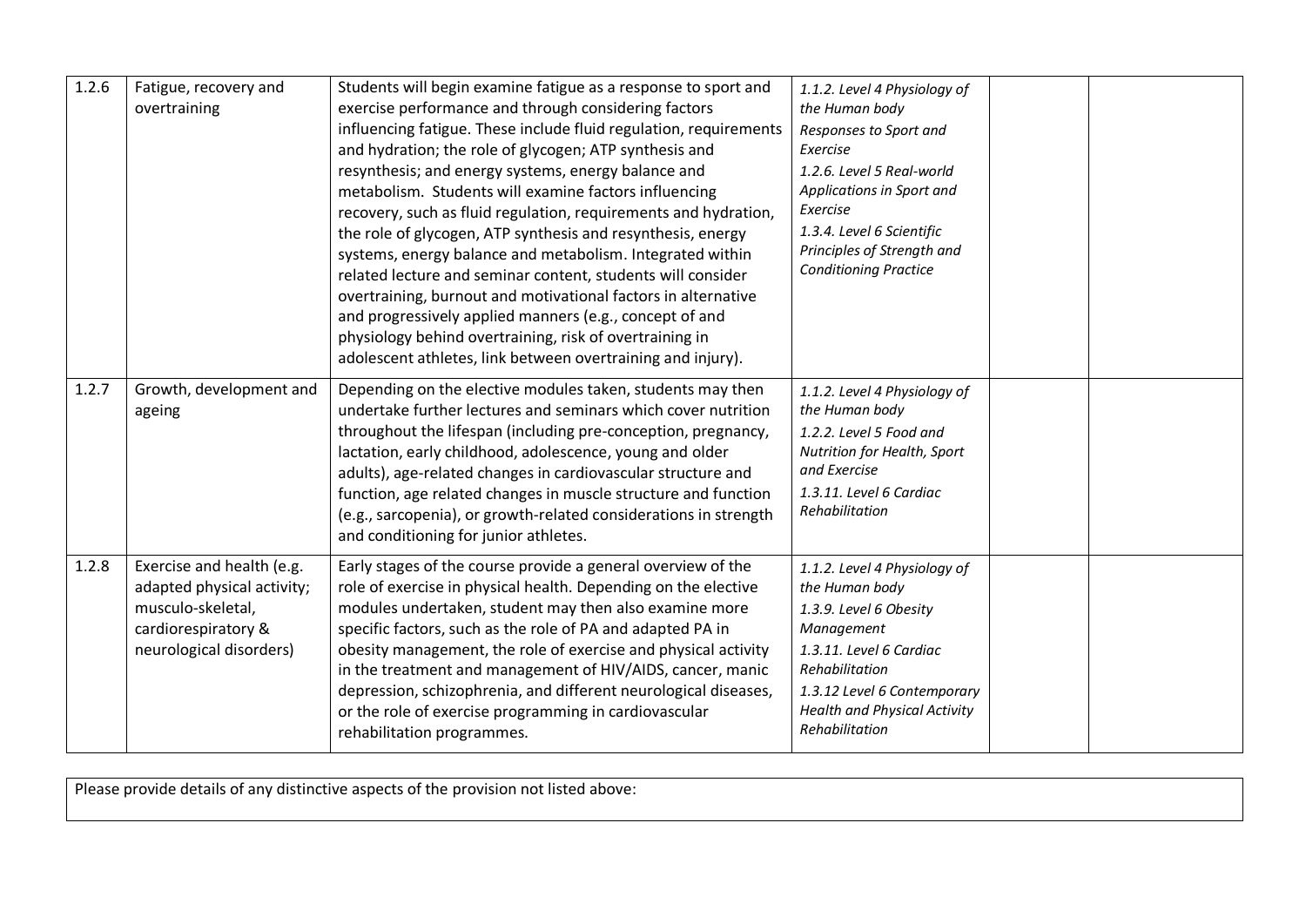| | | | | | |
|---|---|---|---|---|---|
| 1.2.6 | Fatigue, recovery and overtraining | Students will begin examine fatigue as a response to sport and exercise performance and through considering factors influencing fatigue. These include fluid regulation, requirements and hydration; the role of glycogen; ATP synthesis and resynthesis; and energy systems, energy balance and metabolism. Students will examine factors influencing recovery, such as fluid regulation, requirements and hydration, the role of glycogen, ATP synthesis and resynthesis, energy systems, energy balance and metabolism. Integrated within related lecture and seminar content, students will consider overtraining, burnout and motivational factors in alternative and progressively applied manners (e.g., concept of and physiology behind overtraining, risk of overtraining in adolescent athletes, link between overtraining and injury). | *1.1.2. Level 4 Physiology of the Human body Responses to Sport and Exercise*<br>*1.2.6. Level 5 Real-world Applications in Sport and Exercise*<br>*1.3.4. Level 6 Scientific Principles of Strength and Conditioning Practice* | | |
| 1.2.7 | Growth, development and ageing | Depending on the elective modules taken, students may then undertake further lectures and seminars which cover nutrition throughout the lifespan (including pre-conception, pregnancy, lactation, early childhood, adolescence, young and older adults), age-related changes in cardiovascular structure and function, age related changes in muscle structure and function (e.g., sarcopenia), or growth-related considerations in strength and conditioning for junior athletes. | *1.1.2. Level 4 Physiology of the Human body*<br>*1.2.2. Level 5 Food and Nutrition for Health, Sport and Exercise*<br>*1.3.11. Level 6 Cardiac Rehabilitation* | | |
| 1.2.8 | Exercise and health (e.g. adapted physical activity; musculo-skeletal, cardiorespiratory & neurological disorders) | Early stages of the course provide a general overview of the role of exercise in physical health. Depending on the elective modules undertaken, student may then also examine more specific factors, such as the role of PA and adapted PA in obesity management, the role of exercise and physical activity in the treatment and management of HIV/AIDS, cancer, manic depression, schizophrenia, and different neurological diseases, or the role of exercise programming in cardiovascular rehabilitation programmes. | *1.1.2. Level 4 Physiology of the Human body*<br>*1.3.9. Level 6 Obesity Management*<br>*1.3.11. Level 6 Cardiac Rehabilitation*<br>*1.3.12 Level 6 Contemporary Health and Physical Activity Rehabilitation* | | |

| Please provide details of any distinctive aspects of the provision not listed above: |
|---|
| |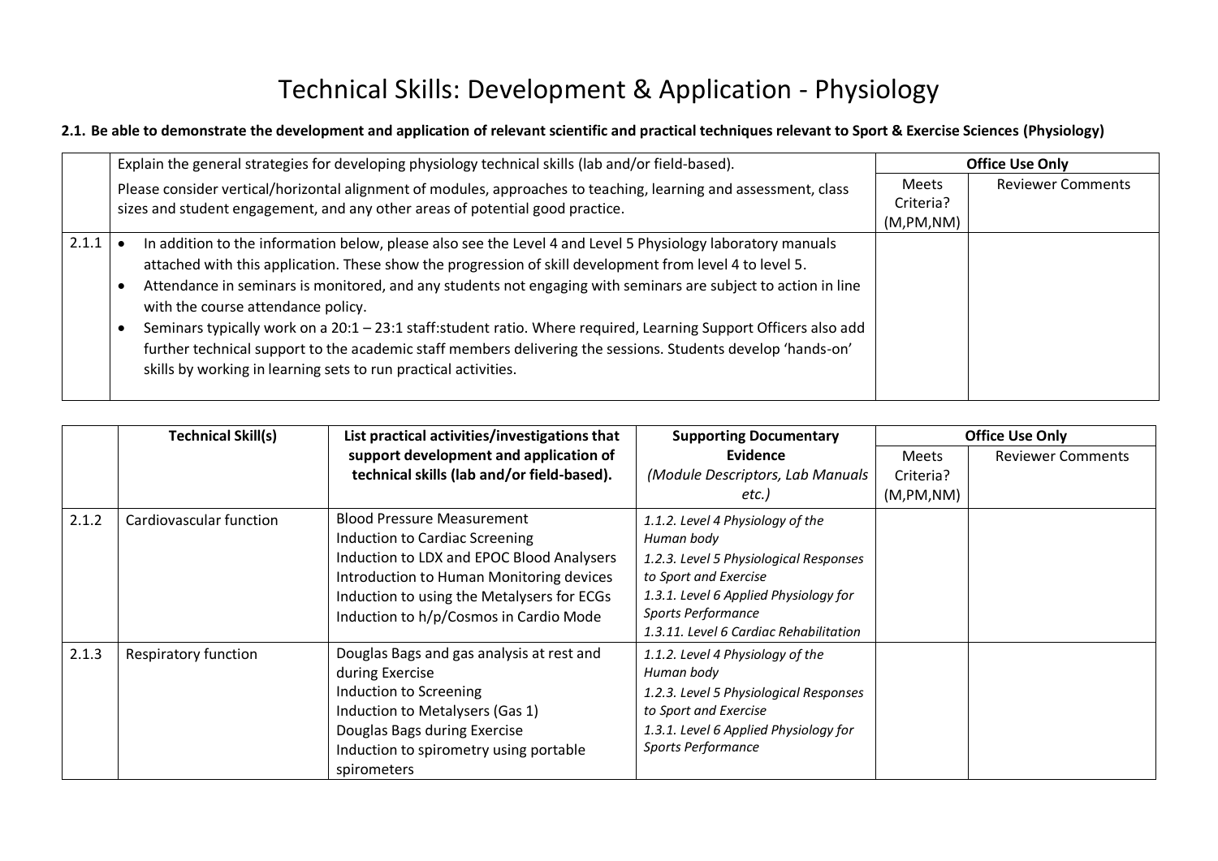# Technical Skills: Development & Application - Physiology

**2.1. Be able to demonstrate the development and application of relevant scientific and practical techniques relevant to Sport & Exercise Sciences (Physiology)**

| | Explain the general strategies for developing physiology technical skills (lab and/or field-based).<br><br>Please consider vertical/horizontal alignment of modules, approaches to teaching, learning and assessment, class sizes and student engagement, and any other areas of potential good practice. | **Office Use Only** | |
|---|---|---|---|
| | | Meets Criteria? (M,PM,NM) | Reviewer Comments |
| 2.1.1 | • In addition to the information below, please also see the Level 4 and Level 5 Physiology laboratory manuals attached with this application. These show the progression of skill development from level 4 to level 5.<br>• Attendance in seminars is monitored, and any students not engaging with seminars are subject to action in line with the course attendance policy.<br>• Seminars typically work on a 20:1 – 23:1 staff:student ratio. Where required, Learning Support Officers also add further technical support to the academic staff members delivering the sessions. Students develop 'hands-on' skills by working in learning sets to run practical activities. | | |

| | **Technical Skill(s)** | **List practical activities/investigations that support development and application of technical skills (lab and/or field-based).** | **Supporting Documentary Evidence** *(Module Descriptors, Lab Manuals etc.)* | **Office Use Only** | |
|---|---|---|---|---|---|
| | | | | Meets Criteria? (M,PM,NM) | Reviewer Comments |
| 2.1.2 | Cardiovascular function | Blood Pressure Measurement<br>Induction to Cardiac Screening<br>Induction to LDX and EPOC Blood Analysers<br>Introduction to Human Monitoring devices<br>Induction to using the Metalysers for ECGs<br>Induction to h/p/Cosmos in Cardio Mode | *1.1.2. Level 4 Physiology of the Human body*<br>*1.2.3. Level 5 Physiological Responses to Sport and Exercise*<br>*1.3.1. Level 6 Applied Physiology for Sports Performance*<br>*1.3.11. Level 6 Cardiac Rehabilitation* | | |
| 2.1.3 | Respiratory function | Douglas Bags and gas analysis at rest and during Exercise<br>Induction to Screening<br>Induction to Metalysers (Gas 1)<br>Douglas Bags during Exercise<br>Induction to spirometry using portable spirometers | *1.1.2. Level 4 Physiology of the Human body*<br>*1.2.3. Level 5 Physiological Responses to Sport and Exercise*<br>*1.3.1. Level 6 Applied Physiology for Sports Performance* | | |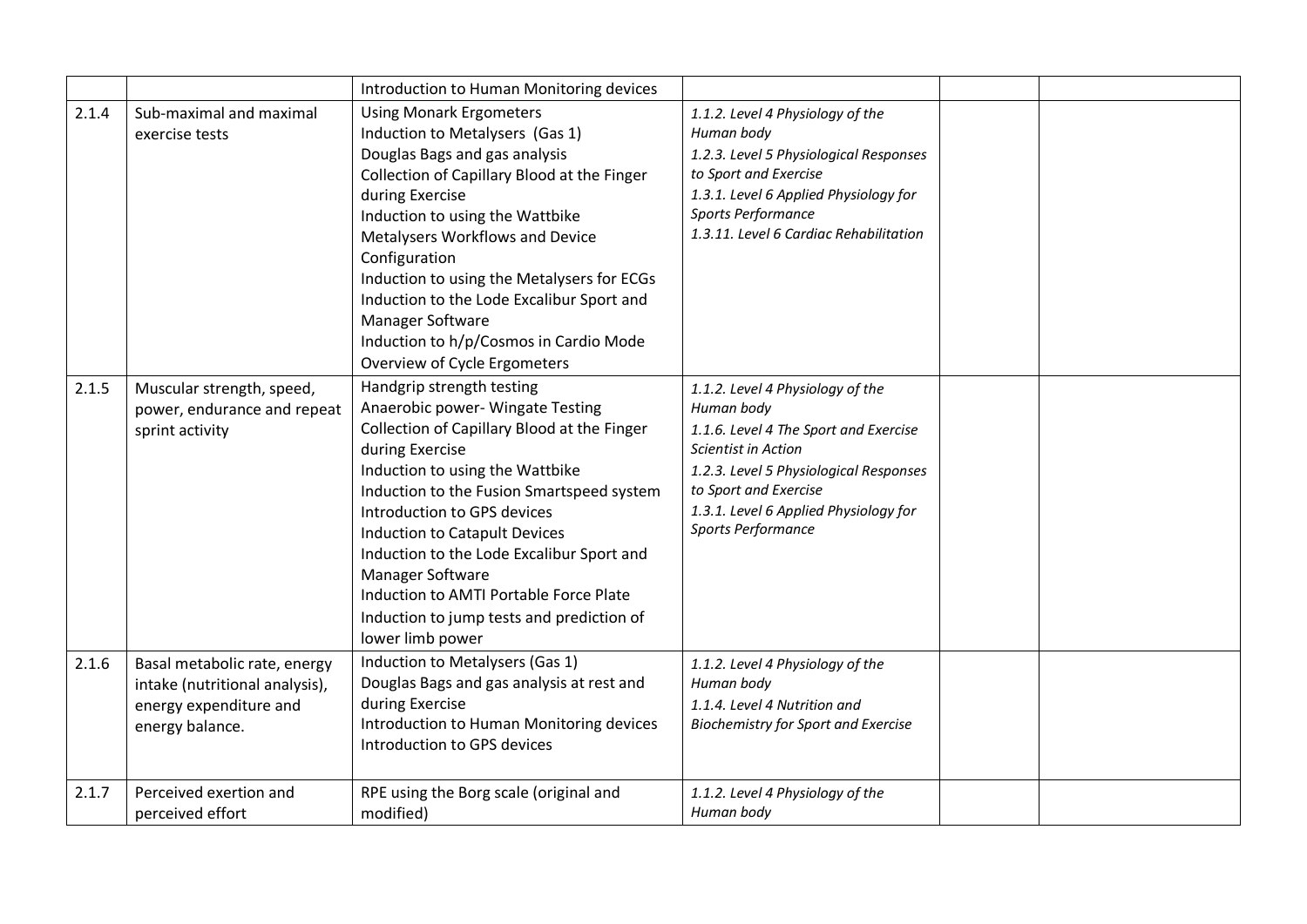| | | | | | |
|---|---|---|---|---|---|
| | | Introduction to Human Monitoring devices | | | |
| 2.1.4 | Sub-maximal and maximal exercise tests | Using Monark Ergometers<br>Induction to Metalysers (Gas 1)<br>Douglas Bags and gas analysis<br>Collection of Capillary Blood at the Finger during Exercise<br>Induction to using the Wattbike<br>Metalysers Workflows and Device Configuration<br>Induction to using the Metalysers for ECGs<br>Induction to the Lode Excalibur Sport and Manager Software<br>Induction to h/p/Cosmos in Cardio Mode<br>Overview of Cycle Ergometers | *1.1.2. Level 4 Physiology of the Human body*<br>*1.2.3. Level 5 Physiological Responses to Sport and Exercise*<br>*1.3.1. Level 6 Applied Physiology for Sports Performance*<br>*1.3.11. Level 6 Cardiac Rehabilitation* | | |
| 2.1.5 | Muscular strength, speed, power, endurance and repeat sprint activity | Handgrip strength testing<br>Anaerobic power- Wingate Testing<br>Collection of Capillary Blood at the Finger during Exercise<br>Induction to using the Wattbike<br>Induction to the Fusion Smartspeed system<br>Introduction to GPS devices<br>Induction to Catapult Devices<br>Induction to the Lode Excalibur Sport and Manager Software<br>Induction to AMTI Portable Force Plate<br>Induction to jump tests and prediction of lower limb power | *1.1.2. Level 4 Physiology of the Human body*<br>*1.1.6. Level 4 The Sport and Exercise Scientist in Action*<br>*1.2.3. Level 5 Physiological Responses to Sport and Exercise*<br>*1.3.1. Level 6 Applied Physiology for Sports Performance* | | |
| 2.1.6 | Basal metabolic rate, energy intake (nutritional analysis), energy expenditure and energy balance. | Induction to Metalysers (Gas 1)<br>Douglas Bags and gas analysis at rest and during Exercise<br>Introduction to Human Monitoring devices<br>Introduction to GPS devices | *1.1.2. Level 4 Physiology of the Human body*<br>*1.1.4. Level 4 Nutrition and Biochemistry for Sport and Exercise* | | |
| 2.1.7 | Perceived exertion and perceived effort | RPE using the Borg scale (original and modified) | *1.1.2. Level 4 Physiology of the Human body* | | |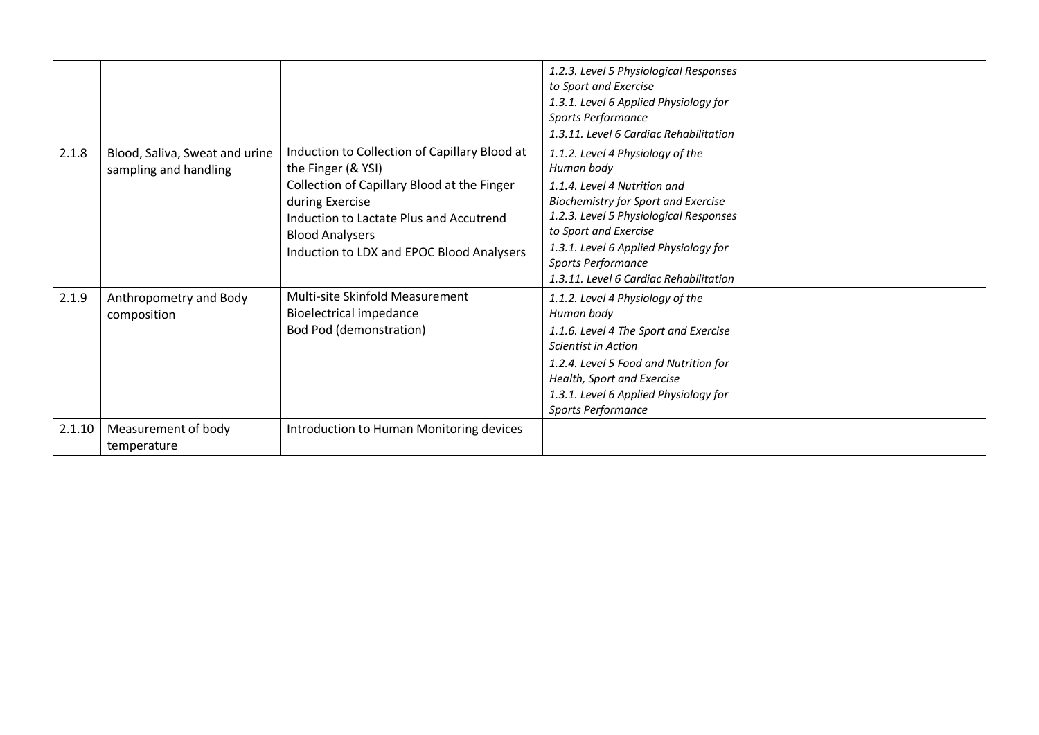| | | | | | |
|---|---|---|---|---|---|
| | | | *1.2.3. Level 5 Physiological Responses to Sport and Exercise*<br>*1.3.1. Level 6 Applied Physiology for Sports Performance*<br>*1.3.11. Level 6 Cardiac Rehabilitation* | | |
| 2.1.8 | Blood, Saliva, Sweat and urine sampling and handling | Induction to Collection of Capillary Blood at the Finger (& YSI)<br>Collection of Capillary Blood at the Finger during Exercise<br>Induction to Lactate Plus and Accutrend Blood Analysers<br>Induction to LDX and EPOC Blood Analysers | *1.1.2. Level 4 Physiology of the Human body*<br>*1.1.4. Level 4 Nutrition and Biochemistry for Sport and Exercise*<br>*1.2.3. Level 5 Physiological Responses to Sport and Exercise*<br>*1.3.1. Level 6 Applied Physiology for Sports Performance*<br>*1.3.11. Level 6 Cardiac Rehabilitation* | | |
| 2.1.9 | Anthropometry and Body composition | Multi-site Skinfold Measurement<br>Bioelectrical impedance<br>Bod Pod (demonstration) | *1.1.2. Level 4 Physiology of the Human body*<br>*1.1.6. Level 4 The Sport and Exercise Scientist in Action*<br>*1.2.4. Level 5 Food and Nutrition for Health, Sport and Exercise*<br>*1.3.1. Level 6 Applied Physiology for Sports Performance* | | |
| 2.1.10 | Measurement of body temperature | Introduction to Human Monitoring devices | | | |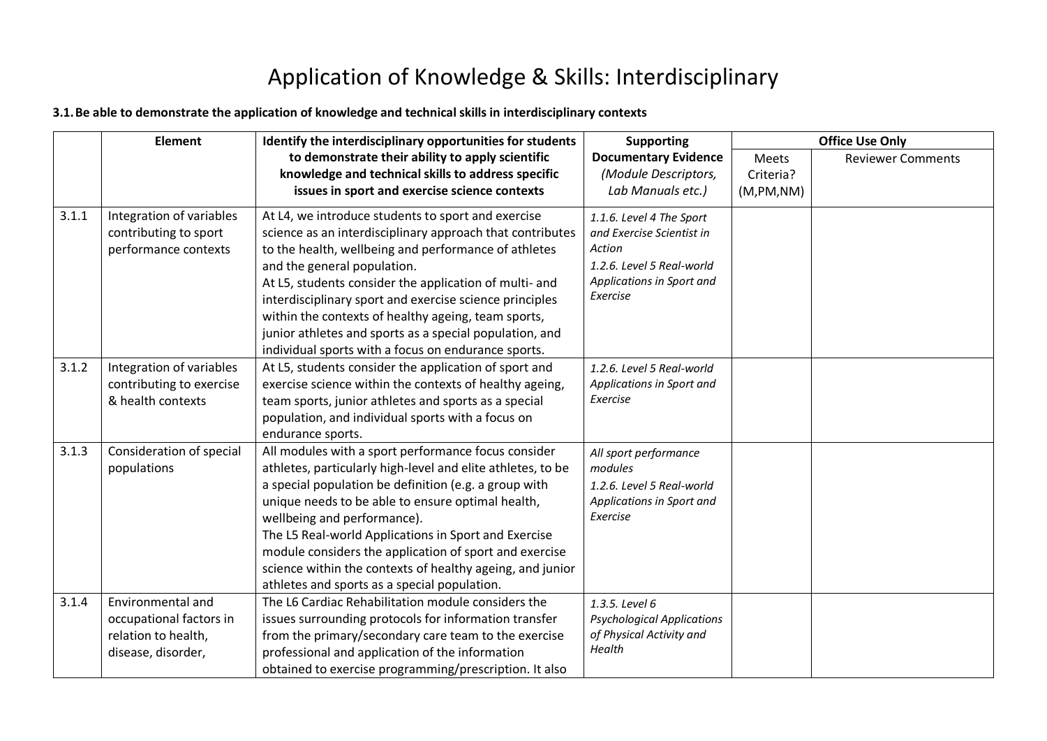# Application of Knowledge & Skills: Interdisciplinary

**3.1. Be able to demonstrate the application of knowledge and technical skills in interdisciplinary contexts**

| | Element | Identify the interdisciplinary opportunities for students to demonstrate their ability to apply scientific knowledge and technical skills to address specific issues in sport and exercise science contexts | Supporting Documentary Evidence *(Module Descriptors, Lab Manuals etc.)* | Office Use Only | |
|---|---|---|---|---|---|
| | | | | Meets Criteria? (M,PM,NM) | Reviewer Comments |
| 3.1.1 | Integration of variables contributing to sport performance contexts | At L4, we introduce students to sport and exercise science as an interdisciplinary approach that contributes to the health, wellbeing and performance of athletes and the general population.<br>At L5, students consider the application of multi- and interdisciplinary sport and exercise science principles within the contexts of healthy ageing, team sports, junior athletes and sports as a special population, and individual sports with a focus on endurance sports. | *1.1.6. Level 4 The Sport and Exercise Scientist in Action*<br>*1.2.6. Level 5 Real-world Applications in Sport and Exercise* | | |
| 3.1.2 | Integration of variables contributing to exercise & health contexts | At L5, students consider the application of sport and exercise science within the contexts of healthy ageing, team sports, junior athletes and sports as a special population, and individual sports with a focus on endurance sports. | *1.2.6. Level 5 Real-world Applications in Sport and Exercise* | | |
| 3.1.3 | Consideration of special populations | All modules with a sport performance focus consider athletes, particularly high-level and elite athletes, to be a special population be definition (e.g. a group with unique needs to be able to ensure optimal health, wellbeing and performance).<br>The L5 Real-world Applications in Sport and Exercise module considers the application of sport and exercise science within the contexts of healthy ageing, and junior athletes and sports as a special population. | *All sport performance modules*<br>*1.2.6. Level 5 Real-world Applications in Sport and Exercise* | | |
| 3.1.4 | Environmental and occupational factors in relation to health, disease, disorder, | The L6 Cardiac Rehabilitation module considers the issues surrounding protocols for information transfer from the primary/secondary care team to the exercise professional and application of the information obtained to exercise programming/prescription. It also | *1.3.5. Level 6 Psychological Applications of Physical Activity and Health* | | |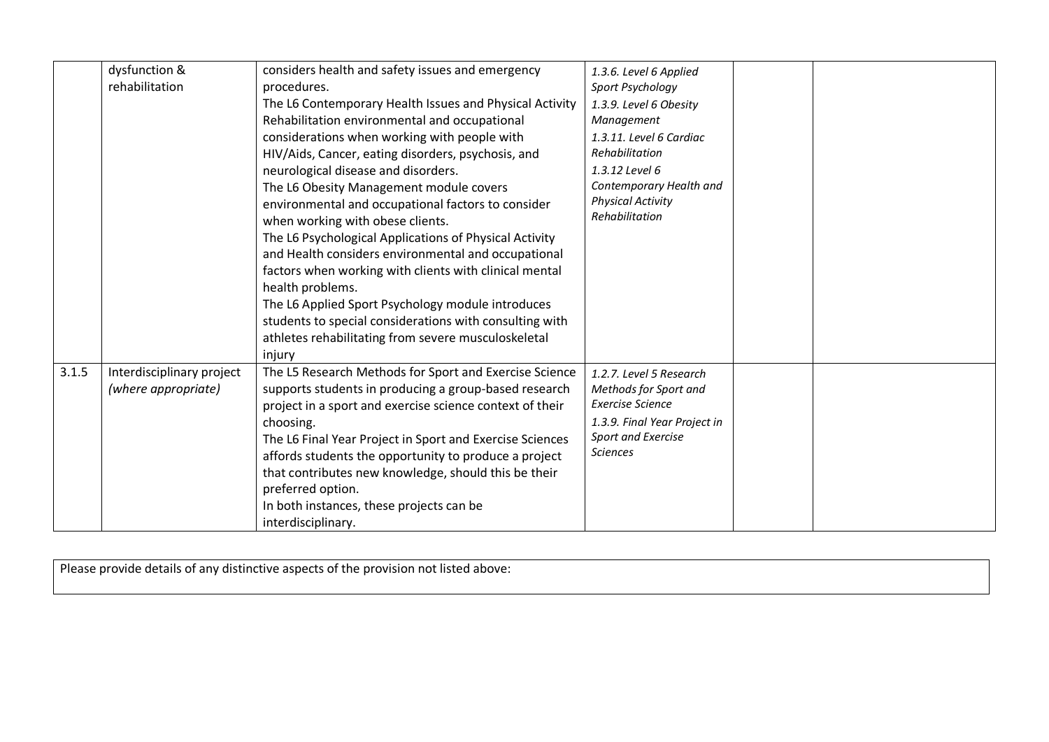|  |  |  |  |  |  |
|---|---|---|---|---|---|
|  | dysfunction & rehabilitation | considers health and safety issues and emergency procedures.<br>The L6 Contemporary Health Issues and Physical Activity Rehabilitation environmental and occupational considerations when working with people with HIV/Aids, Cancer, eating disorders, psychosis, and neurological disease and disorders.<br>The L6 Obesity Management module covers environmental and occupational factors to consider when working with obese clients.<br>The L6 Psychological Applications of Physical Activity and Health considers environmental and occupational factors when working with clients with clinical mental health problems.<br>The L6 Applied Sport Psychology module introduces students to special considerations with consulting with athletes rehabilitating from severe musculoskeletal injury | *1.3.6. Level 6 Applied Sport Psychology*<br>*1.3.9. Level 6 Obesity Management*<br>*1.3.11. Level 6 Cardiac Rehabilitation*<br>*1.3.12 Level 6 Contemporary Health and Physical Activity Rehabilitation* |  |  |
| 3.1.5 | Interdisciplinary project *(where appropriate)* | The L5 Research Methods for Sport and Exercise Science supports students in producing a group-based research project in a sport and exercise science context of their choosing.<br>The L6 Final Year Project in Sport and Exercise Sciences affords students the opportunity to produce a project that contributes new knowledge, should this be their preferred option.<br>In both instances, these projects can be interdisciplinary. | *1.2.7. Level 5 Research Methods for Sport and Exercise Science*<br>*1.3.9. Final Year Project in Sport and Exercise Sciences* |  |  |

| Please provide details of any distinctive aspects of the provision not listed above: |
|---|
|  |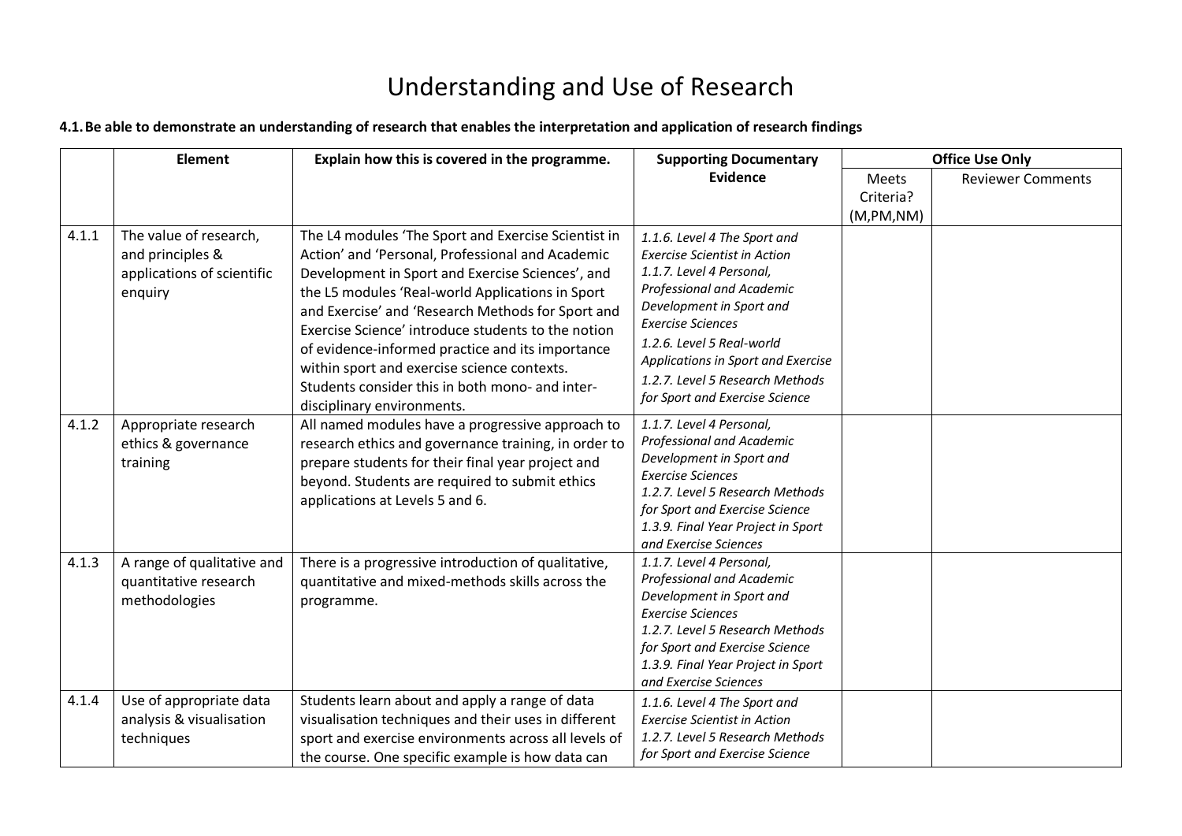# Understanding and Use of Research

**4.1. Be able to demonstrate an understanding of research that enables the interpretation and application of research findings**

| | Element | Explain how this is covered in the programme. | Supporting Documentary Evidence | Office Use Only | |
|---|---|---|---|---|---|
| | | | | Meets Criteria? (M,PM,NM) | Reviewer Comments |
| 4.1.1 | The value of research, and principles & applications of scientific enquiry | The L4 modules 'The Sport and Exercise Scientist in Action' and 'Personal, Professional and Academic Development in Sport and Exercise Sciences', and the L5 modules 'Real-world Applications in Sport and Exercise' and 'Research Methods for Sport and Exercise Science' introduce students to the notion of evidence-informed practice and its importance within sport and exercise science contexts. Students consider this in both mono- and inter-disciplinary environments. | *1.1.6. Level 4 The Sport and Exercise Scientist in Action*<br>*1.1.7. Level 4 Personal, Professional and Academic Development in Sport and Exercise Sciences*<br>*1.2.6. Level 5 Real-world Applications in Sport and Exercise*<br>*1.2.7. Level 5 Research Methods for Sport and Exercise Science* | | |
| 4.1.2 | Appropriate research ethics & governance training | All named modules have a progressive approach to research ethics and governance training, in order to prepare students for their final year project and beyond. Students are required to submit ethics applications at Levels 5 and 6. | *1.1.7. Level 4 Personal, Professional and Academic Development in Sport and Exercise Sciences*<br>*1.2.7. Level 5 Research Methods for Sport and Exercise Science*<br>*1.3.9. Final Year Project in Sport and Exercise Sciences* | | |
| 4.1.3 | A range of qualitative and quantitative research methodologies | There is a progressive introduction of qualitative, quantitative and mixed-methods skills across the programme. | *1.1.7. Level 4 Personal, Professional and Academic Development in Sport and Exercise Sciences*<br>*1.2.7. Level 5 Research Methods for Sport and Exercise Science*<br>*1.3.9. Final Year Project in Sport and Exercise Sciences* | | |
| 4.1.4 | Use of appropriate data analysis & visualisation techniques | Students learn about and apply a range of data visualisation techniques and their uses in different sport and exercise environments across all levels of the course. One specific example is how data can | *1.1.6. Level 4 The Sport and Exercise Scientist in Action*<br>*1.2.7. Level 5 Research Methods for Sport and Exercise Science* | | |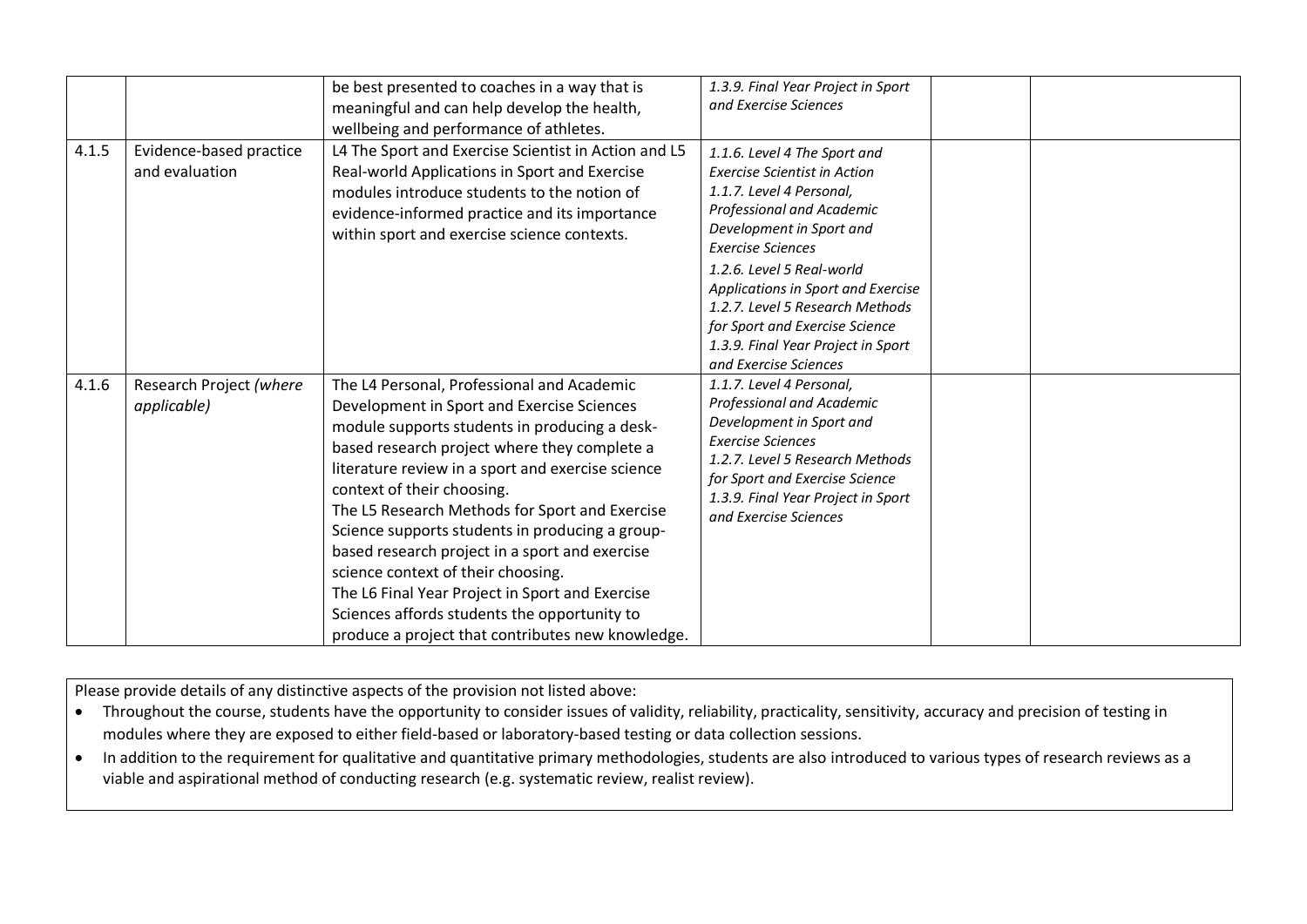| | | | | | |
|---|---|---|---|---|---|
| | | be best presented to coaches in a way that is meaningful and can help develop the health, wellbeing and performance of athletes. | *1.3.9. Final Year Project in Sport and Exercise Sciences* | | |
| 4.1.5 | Evidence-based practice and evaluation | L4 The Sport and Exercise Scientist in Action and L5 Real-world Applications in Sport and Exercise modules introduce students to the notion of evidence-informed practice and its importance within sport and exercise science contexts. | *1.1.6. Level 4 The Sport and Exercise Scientist in Action*<br>*1.1.7. Level 4 Personal, Professional and Academic Development in Sport and Exercise Sciences*<br>*1.2.6. Level 5 Real-world Applications in Sport and Exercise*<br>*1.2.7. Level 5 Research Methods for Sport and Exercise Science*<br>*1.3.9. Final Year Project in Sport and Exercise Sciences* | | |
| 4.1.6 | Research Project *(where applicable)* | The L4 Personal, Professional and Academic Development in Sport and Exercise Sciences module supports students in producing a desk-based research project where they complete a literature review in a sport and exercise science context of their choosing.<br>The L5 Research Methods for Sport and Exercise Science supports students in producing a group-based research project in a sport and exercise science context of their choosing.<br>The L6 Final Year Project in Sport and Exercise Sciences affords students the opportunity to produce a project that contributes new knowledge. | *1.1.7. Level 4 Personal, Professional and Academic Development in Sport and Exercise Sciences*<br>*1.2.7. Level 5 Research Methods for Sport and Exercise Science*<br>*1.3.9. Final Year Project in Sport and Exercise Sciences* | | |

Please provide details of any distinctive aspects of the provision not listed above:

- Throughout the course, students have the opportunity to consider issues of validity, reliability, practicality, sensitivity, accuracy and precision of testing in modules where they are exposed to either field-based or laboratory-based testing or data collection sessions.
- In addition to the requirement for qualitative and quantitative primary methodologies, students are also introduced to various types of research reviews as a viable and aspirational method of conducting research (e.g. systematic review, realist review).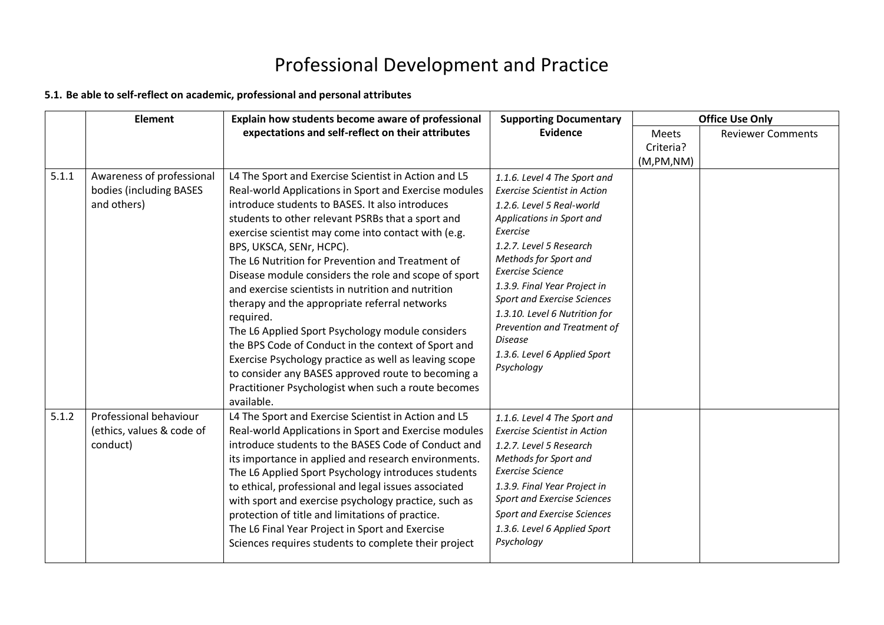# Professional Development and Practice

**5.1. Be able to self-reflect on academic, professional and personal attributes**

| | Element | Explain how students become aware of professional expectations and self-reflect on their attributes | Supporting Documentary Evidence | Office Use Only | |
|---|---|---|---|---|---|
| | | | | Meets Criteria? (M,PM,NM) | Reviewer Comments |
| 5.1.1 | Awareness of professional bodies (including BASES and others) | L4 The Sport and Exercise Scientist in Action and L5 Real-world Applications in Sport and Exercise modules introduce students to BASES. It also introduces students to other relevant PSRBs that a sport and exercise scientist may come into contact with (e.g. BPS, UKSCA, SENr, HCPC).<br>The L6 Nutrition for Prevention and Treatment of Disease module considers the role and scope of sport and exercise scientists in nutrition and nutrition therapy and the appropriate referral networks required.<br>The L6 Applied Sport Psychology module considers the BPS Code of Conduct in the context of Sport and Exercise Psychology practice as well as leaving scope to consider any BASES approved route to becoming a Practitioner Psychologist when such a route becomes available. | *1.1.6. Level 4 The Sport and Exercise Scientist in Action*<br>*1.2.6. Level 5 Real-world Applications in Sport and Exercise*<br>*1.2.7. Level 5 Research Methods for Sport and Exercise Science*<br>*1.3.9. Final Year Project in Sport and Exercise Sciences*<br>*1.3.10. Level 6 Nutrition for Prevention and Treatment of Disease*<br>*1.3.6. Level 6 Applied Sport Psychology* | | |
| 5.1.2 | Professional behaviour (ethics, values & code of conduct) | L4 The Sport and Exercise Scientist in Action and L5 Real-world Applications in Sport and Exercise modules introduce students to the BASES Code of Conduct and its importance in applied and research environments.<br>The L6 Applied Sport Psychology introduces students to ethical, professional and legal issues associated with sport and exercise psychology practice, such as protection of title and limitations of practice.<br>The L6 Final Year Project in Sport and Exercise Sciences requires students to complete their project | *1.1.6. Level 4 The Sport and Exercise Scientist in Action*<br>*1.2.7. Level 5 Research Methods for Sport and Exercise Science*<br>*1.3.9. Final Year Project in Sport and Exercise Sciences*<br>*Sport and Exercise Sciences*<br>*1.3.6. Level 6 Applied Sport Psychology* | | |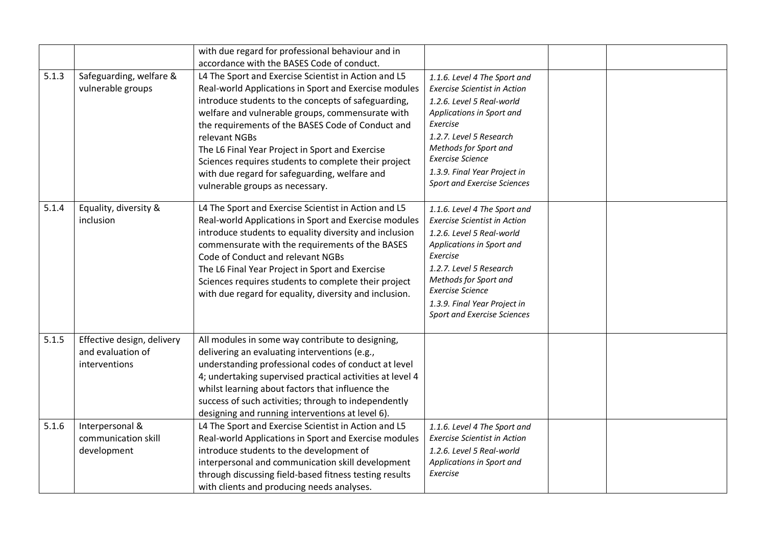| | | | | | |
|---|---|---|---|---|---|
| | | with due regard for professional behaviour and in accordance with the BASES Code of conduct. | | | |
| 5.1.3 | Safeguarding, welfare & vulnerable groups | L4 The Sport and Exercise Scientist in Action and L5 Real-world Applications in Sport and Exercise modules introduce students to the concepts of safeguarding, welfare and vulnerable groups, commensurate with the requirements of the BASES Code of Conduct and relevant NGBs<br>The L6 Final Year Project in Sport and Exercise Sciences requires students to complete their project with due regard for safeguarding, welfare and vulnerable groups as necessary. | *1.1.6. Level 4 The Sport and Exercise Scientist in Action*<br>*1.2.6. Level 5 Real-world Applications in Sport and Exercise*<br>*1.2.7. Level 5 Research Methods for Sport and Exercise Science*<br>*1.3.9. Final Year Project in Sport and Exercise Sciences* | | |
| 5.1.4 | Equality, diversity & inclusion | L4 The Sport and Exercise Scientist in Action and L5 Real-world Applications in Sport and Exercise modules introduce students to equality diversity and inclusion commensurate with the requirements of the BASES Code of Conduct and relevant NGBs<br>The L6 Final Year Project in Sport and Exercise Sciences requires students to complete their project with due regard for equality, diversity and inclusion. | *1.1.6. Level 4 The Sport and Exercise Scientist in Action*<br>*1.2.6. Level 5 Real-world Applications in Sport and Exercise*<br>*1.2.7. Level 5 Research Methods for Sport and Exercise Science*<br>*1.3.9. Final Year Project in Sport and Exercise Sciences* | | |
| 5.1.5 | Effective design, delivery and evaluation of interventions | All modules in some way contribute to designing, delivering an evaluating interventions (e.g., understanding professional codes of conduct at level 4; undertaking supervised practical activities at level 4 whilst learning about factors that influence the success of such activities; through to independently designing and running interventions at level 6). | | | |
| 5.1.6 | Interpersonal & communication skill development | L4 The Sport and Exercise Scientist in Action and L5 Real-world Applications in Sport and Exercise modules introduce students to the development of interpersonal and communication skill development through discussing field-based fitness testing results with clients and producing needs analyses. | *1.1.6. Level 4 The Sport and Exercise Scientist in Action*<br>*1.2.6. Level 5 Real-world Applications in Sport and Exercise* | | |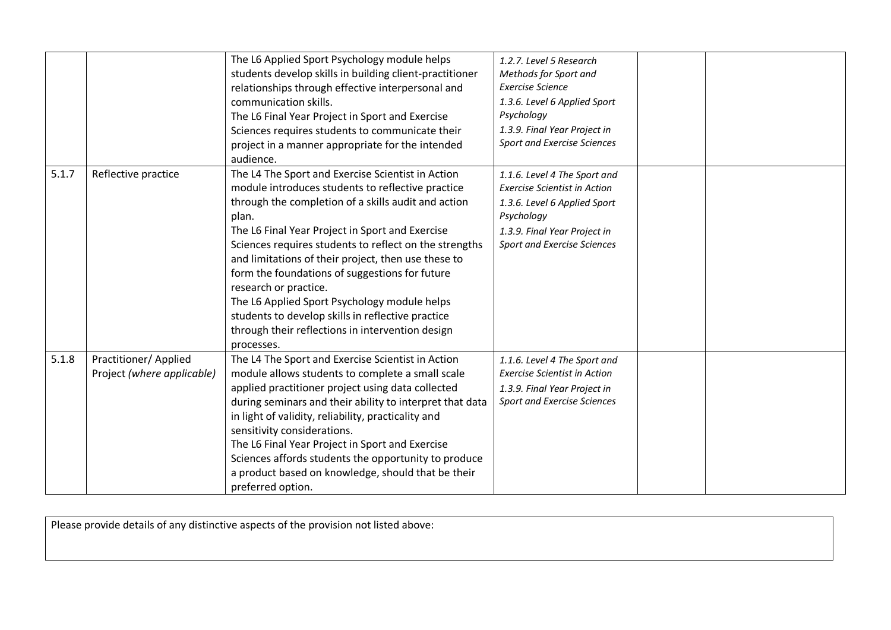| | | | | | |
|---|---|---|---|---|---|
| | | The L6 Applied Sport Psychology module helps students develop skills in building client-practitioner relationships through effective interpersonal and communication skills.<br>The L6 Final Year Project in Sport and Exercise Sciences requires students to communicate their project in a manner appropriate for the intended audience. | *1.2.7. Level 5 Research Methods for Sport and Exercise Science*<br>*1.3.6. Level 6 Applied Sport Psychology*<br>*1.3.9. Final Year Project in Sport and Exercise Sciences* | | |
| 5.1.7 | Reflective practice | The L4 The Sport and Exercise Scientist in Action module introduces students to reflective practice through the completion of a skills audit and action plan.<br>The L6 Final Year Project in Sport and Exercise Sciences requires students to reflect on the strengths and limitations of their project, then use these to form the foundations of suggestions for future research or practice.<br>The L6 Applied Sport Psychology module helps students to develop skills in reflective practice through their reflections in intervention design processes. | *1.1.6. Level 4 The Sport and Exercise Scientist in Action*<br>*1.3.6. Level 6 Applied Sport Psychology*<br>*1.3.9. Final Year Project in Sport and Exercise Sciences* | | |
| 5.1.8 | Practitioner/ Applied Project *(where applicable)* | The L4 The Sport and Exercise Scientist in Action module allows students to complete a small scale applied practitioner project using data collected during seminars and their ability to interpret that data in light of validity, reliability, practicality and sensitivity considerations.<br>The L6 Final Year Project in Sport and Exercise Sciences affords students the opportunity to produce a product based on knowledge, should that be their preferred option. | *1.1.6. Level 4 The Sport and Exercise Scientist in Action*<br>*1.3.9. Final Year Project in Sport and Exercise Sciences* | | |

| Please provide details of any distinctive aspects of the provision not listed above: |
|---|
| |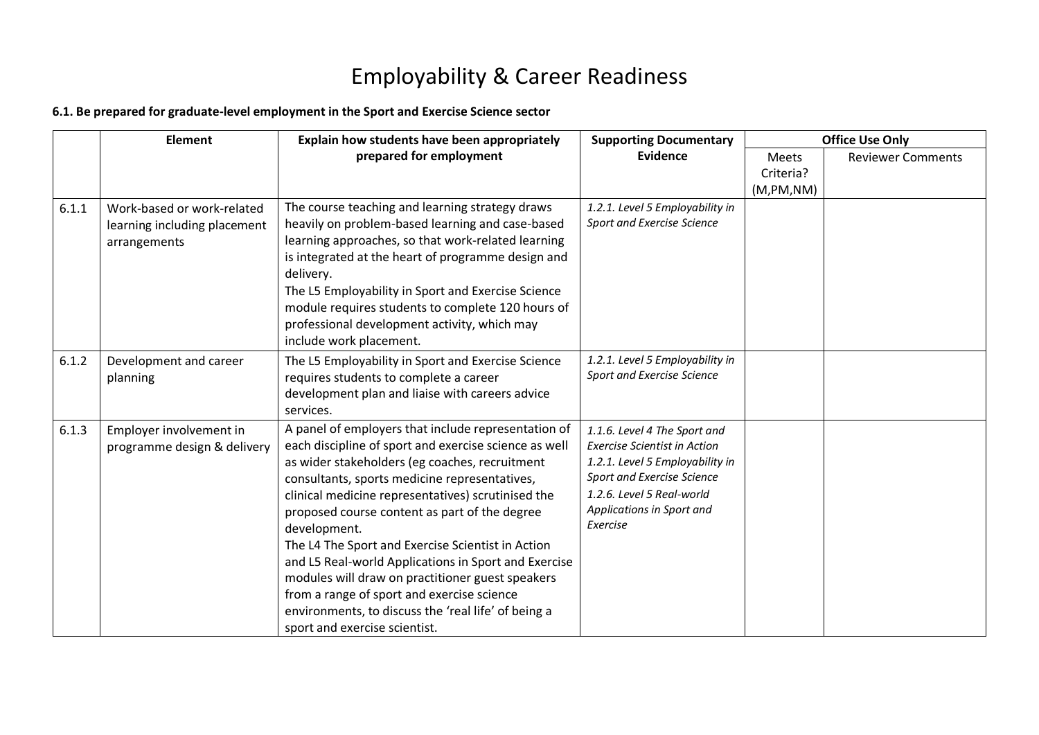# Employability & Career Readiness

**6.1. Be prepared for graduate-level employment in the Sport and Exercise Science sector**

| | Element | Explain how students have been appropriately prepared for employment | Supporting Documentary Evidence | Office Use Only | |
|---|---|---|---|---|---|
| | | | | Meets Criteria? (M,PM,NM) | Reviewer Comments |
| 6.1.1 | Work-based or work-related learning including placement arrangements | The course teaching and learning strategy draws heavily on problem-based learning and case-based learning approaches, so that work-related learning is integrated at the heart of programme design and delivery.<br>The L5 Employability in Sport and Exercise Science module requires students to complete 120 hours of professional development activity, which may include work placement. | *1.2.1. Level 5 Employability in Sport and Exercise Science* | | |
| 6.1.2 | Development and career planning | The L5 Employability in Sport and Exercise Science requires students to complete a career development plan and liaise with careers advice services. | *1.2.1. Level 5 Employability in Sport and Exercise Science* | | |
| 6.1.3 | Employer involvement in programme design & delivery | A panel of employers that include representation of each discipline of sport and exercise science as well as wider stakeholders (eg coaches, recruitment consultants, sports medicine representatives, clinical medicine representatives) scrutinised the proposed course content as part of the degree development.<br>The L4 The Sport and Exercise Scientist in Action and L5 Real-world Applications in Sport and Exercise modules will draw on practitioner guest speakers from a range of sport and exercise science environments, to discuss the 'real life' of being a sport and exercise scientist. | *1.1.6. Level 4 The Sport and Exercise Scientist in Action*<br>*1.2.1. Level 5 Employability in Sport and Exercise Science*<br>*1.2.6. Level 5 Real-world Applications in Sport and Exercise* | | |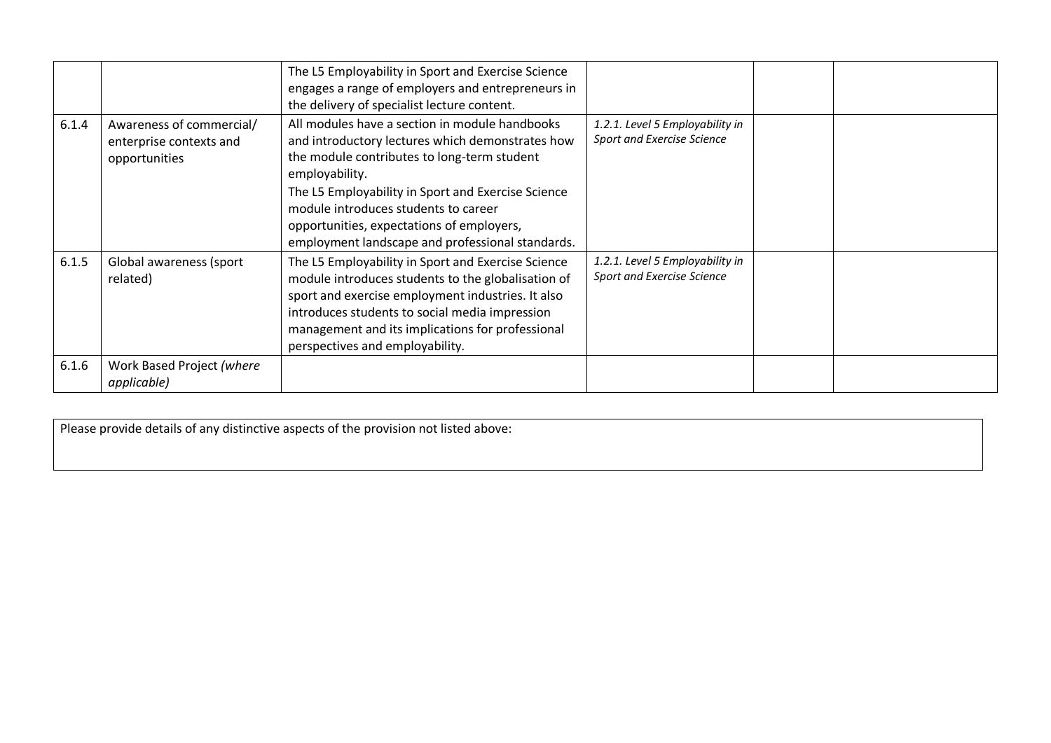| | | | | | |
|---|---|---|---|---|---|
| | | The L5 Employability in Sport and Exercise Science engages a range of employers and entrepreneurs in the delivery of specialist lecture content. | | | |
| 6.1.4 | Awareness of commercial/ enterprise contexts and opportunities | All modules have a section in module handbooks and introductory lectures which demonstrates how the module contributes to long-term student employability.<br>The L5 Employability in Sport and Exercise Science module introduces students to career opportunities, expectations of employers, employment landscape and professional standards. | *1.2.1. Level 5 Employability in Sport and Exercise Science* | | |
| 6.1.5 | Global awareness (sport related) | The L5 Employability in Sport and Exercise Science module introduces students to the globalisation of sport and exercise employment industries. It also introduces students to social media impression management and its implications for professional perspectives and employability. | *1.2.1. Level 5 Employability in Sport and Exercise Science* | | |
| 6.1.6 | Work Based Project *(where applicable)* | | | | |

| |
|---|
| Please provide details of any distinctive aspects of the provision not listed above: |